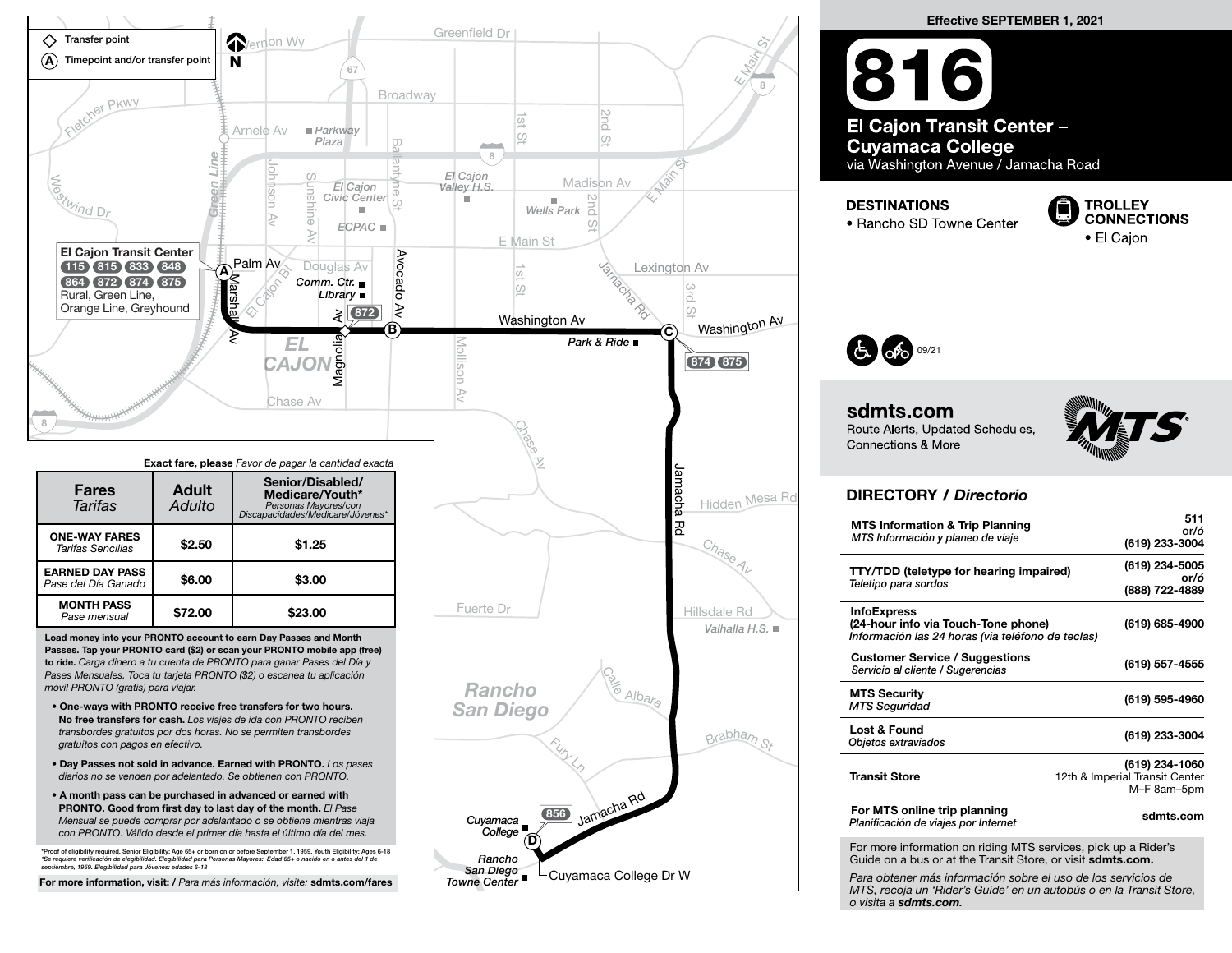Effective SEPTEMBER 1, 2021

# 816

## El Cajon Transit Center – Cuyamaca College

via Washington Avenue / Jamacha Road

**DESTINATIONS**

- Rancho SD Towne Center

**TROLLEY CONNECTIONS**

- El Cajon

09/21

**sdmts.com**

Route Alerts, Updated Schedules, Connections & More

◇ Transfer point

(A) Timepoint and/or transfer point

**El Cajon Transit Center**
115 815 833 848
864 872 874 875
Rural, Green Line, Orange Line, Greyhound

(A) El Cajon Transit Center — Marshall Av — Magnolia Av (872) — (B) Avocado Av — Washington Av — (C) Park & Ride (874 875) — Jamacha Rd — (D) Cuyamaca College (856) — Cuyamaca College Dr W — Rancho San Diego Towne Center

**Exact fare, please** *Favor de pagar la cantidad exacta*

| Fares *Tarifas* | Adult *Adulto* | Senior/Disabled/ Medicare/Youth* *Personas Mayores/con Discapacidades/Medicare/Jóvenes** |
|---|---|---|
| **ONE-WAY FARES** *Tarifas Sencillas* | $2.50 | $1.25 |
| **EARNED DAY PASS** *Pase del Día Ganado* | $6.00 | $3.00 |
| **MONTH PASS** *Pase mensual* | $72.00 | $23.00 |

**Load money into your PRONTO account to earn Day Passes and Month Passes. Tap your PRONTO card ($2) or scan your PRONTO mobile app (free) to ride.** *Carga dinero a tu cuenta de PRONTO para ganar Pases del Día y Pases Mensuales. Toca tu tarjeta PRONTO ($2) o escanea tu aplicación móvil PRONTO (gratis) para viajar.*

- **One-ways with PRONTO receive free transfers for two hours. No free transfers for cash.** *Los viajes de ida con PRONTO reciben transbordes gratuitos por dos horas. No se permiten transbordes gratuitos con pagos en efectivo.*
- **Day Passes not sold in advance. Earned with PRONTO.** *Los pases diarios no se venden por adelantado. Se obtienen con PRONTO.*
- **A month pass can be purchased in advanced or earned with PRONTO. Good from first day to last day of the month.** *El Pase Mensual se puede comprar por adelantado o se obtiene mientras viaja con PRONTO. Válido desde el primer día hasta el último día del mes.*

*Proof of eligibility required. Senior Eligibility: Age 65+ or born on or before September 1, 1959. Youth Eligibility: Ages 6-18
*Se requiere verificación de elegibilidad. Elegibilidad para Personas Mayores: Edad 65+ o nacido en o antes del 1 de septiembre, 1959. Elegibilidad para Jóvenes: edades 6-18

**For more information, visit: /** *Para más información, visite:* **sdmts.com/fares**

## DIRECTORY / *Directorio*

| | |
|---|---|
| **MTS Information & Trip Planning** *MTS Información y planeo de viaje* | **511** or/ó **(619) 233-3004** |
| **TTY/TDD (teletype for hearing impaired)** *Teletipo para sordos* | **(619) 234-5005** or/ó **(888) 722-4889** |
| **InfoExpress (24-hour info via Touch-Tone phone)** *Información las 24 horas (via teléfono de teclas)* | **(619) 685-4900** |
| **Customer Service / Suggestions** *Servicio al cliente / Sugerencias* | **(619) 557-4555** |
| **MTS Security** *MTS Seguridad* | **(619) 595-4960** |
| **Lost & Found** *Objetos extraviados* | **(619) 233-3004** |
| **Transit Store** | **(619) 234-1060** 12th & Imperial Transit Center M–F 8am–5pm |
| **For MTS online trip planning** *Planificación de viajes por Internet* | **sdmts.com** |

For more information on riding MTS services, pick up a Rider's Guide on a bus or at the Transit Store, or visit **sdmts.com.**

*Para obtener más información sobre el uso de los servicios de MTS, recoja un 'Rider's Guide' en un autobús o en la Transit Store, o visita a* ***sdmts.com.***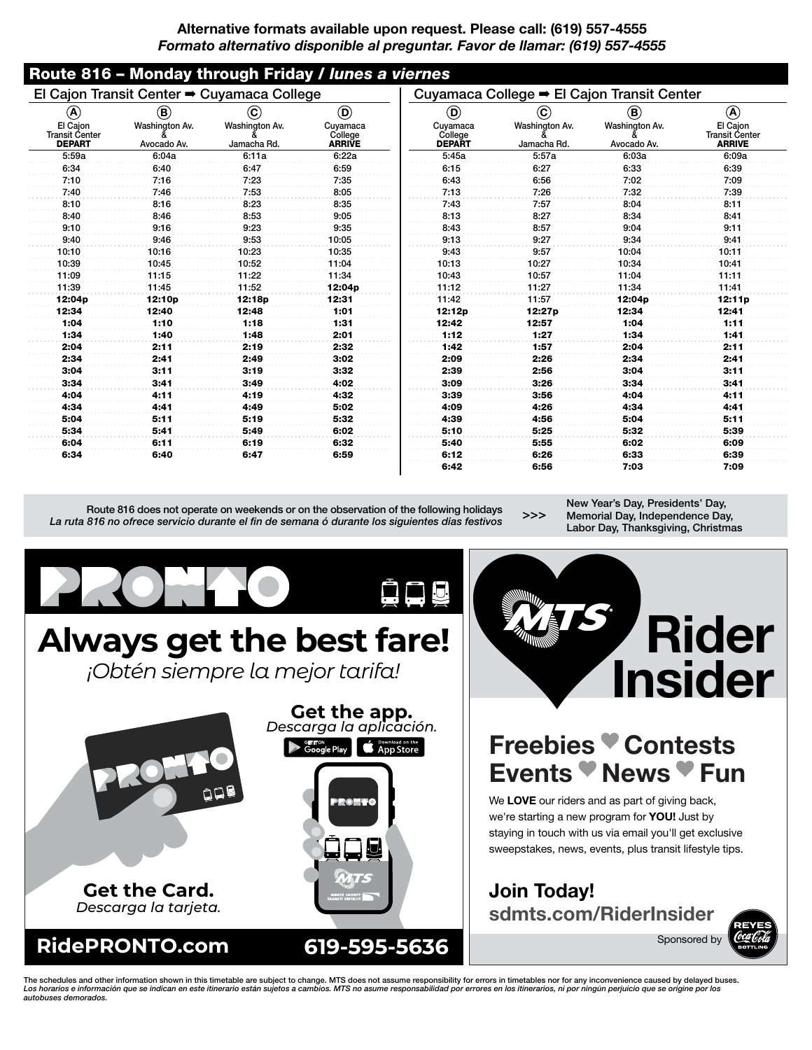**Alternative formats available upon request. Please call: (619) 557-4555**
***Formato alternativo disponible al preguntar. Favor de llamar: (619) 557-4555***

## Route 816 – Monday through Friday / *lunes a viernes*

### El Cajon Transit Center ➡ Cuyamaca College

| Ⓐ El Cajon Transit Center DEPART | Ⓑ Washington Av. & Avocado Av. | Ⓒ Washington Av. & Jamacha Rd. | Ⓓ Cuyamaca College ARRIVE |
|---|---|---|---|
| 5:59a | 6:04a | 6:11a | 6:22a |
| 6:34 | 6:40 | 6:47 | 6:59 |
| 7:10 | 7:16 | 7:23 | 7:35 |
| 7:40 | 7:46 | 7:53 | 8:05 |
| 8:10 | 8:16 | 8:23 | 8:35 |
| 8:40 | 8:46 | 8:53 | 9:05 |
| 9:10 | 9:16 | 9:23 | 9:35 |
| 9:40 | 9:46 | 9:53 | 10:05 |
| 10:10 | 10:16 | 10:23 | 10:35 |
| 10:39 | 10:45 | 10:52 | 11:04 |
| 11:09 | 11:15 | 11:22 | 11:34 |
| 11:39 | 11:45 | 11:52 | **12:04p** |
| **12:04p** | **12:10p** | **12:18p** | **12:31** |
| **12:34** | **12:40** | **12:48** | **1:01** |
| **1:04** | **1:10** | **1:18** | **1:31** |
| **1:34** | **1:40** | **1:48** | **2:01** |
| **2:04** | **2:11** | **2:19** | **2:32** |
| **2:34** | **2:41** | **2:49** | **3:02** |
| **3:04** | **3:11** | **3:19** | **3:32** |
| **3:34** | **3:41** | **3:49** | **4:02** |
| **4:04** | **4:11** | **4:19** | **4:32** |
| **4:34** | **4:41** | **4:49** | **5:02** |
| **5:04** | **5:11** | **5:19** | **5:32** |
| **5:34** | **5:41** | **5:49** | **6:02** |
| **6:04** | **6:11** | **6:19** | **6:32** |
| **6:34** | **6:40** | **6:47** | **6:59** |

### Cuyamaca College ➡ El Cajon Transit Center

| Ⓓ Cuyamaca College DEPART | Ⓒ Washington Av. & Jamacha Rd. | Ⓑ Washington Av. & Avocado Av. | Ⓐ El Cajon Transit Center ARRIVE |
|---|---|---|---|
| 5:45a | 5:57a | 6:03a | 6:09a |
| 6:15 | 6:27 | 6:33 | 6:39 |
| 6:43 | 6:56 | 7:02 | 7:09 |
| 7:13 | 7:26 | 7:32 | 7:39 |
| 7:43 | 7:57 | 8:04 | 8:11 |
| 8:13 | 8:27 | 8:34 | 8:41 |
| 8:43 | 8:57 | 9:04 | 9:11 |
| 9:13 | 9:27 | 9:34 | 9:41 |
| 9:43 | 9:57 | 10:04 | 10:11 |
| 10:13 | 10:27 | 10:34 | 10:41 |
| 10:43 | 10:57 | 11:04 | 11:11 |
| 11:12 | 11:27 | 11:34 | 11:41 |
| 11:42 | 11:57 | **12:04p** | **12:11p** |
| **12:12p** | **12:27p** | **12:34** | **12:41** |
| **12:42** | **12:57** | **1:04** | **1:11** |
| **1:12** | **1:27** | **1:34** | **1:41** |
| **1:42** | **1:57** | **2:04** | **2:11** |
| **2:09** | **2:26** | **2:34** | **2:41** |
| **2:39** | **2:56** | **3:04** | **3:11** |
| **3:09** | **3:26** | **3:34** | **3:41** |
| **3:39** | **3:56** | **4:04** | **4:11** |
| **4:09** | **4:26** | **4:34** | **4:41** |
| **4:39** | **4:56** | **5:04** | **5:11** |
| **5:10** | **5:25** | **5:32** | **5:39** |
| **5:40** | **5:55** | **6:02** | **6:09** |
| **6:12** | **6:26** | **6:33** | **6:39** |
| **6:42** | **6:56** | **7:03** | **7:09** |

Route 816 does not operate on weekends or on the observation of the following holidays
*La ruta 816 no ofrece servicio durante el fin de semana ó durante los siguientes días festivos*
>>> New Year's Day, Presidents' Day, Memorial Day, Independence Day, Labor Day, Thanksgiving, Christmas

# PRONTO

## Always get the best fare!
*¡Obtén siempre la mejor tarifa!*

**Get the app.**
*Descarga la aplicación.*

GET IT ON Google Play | Download on the App Store

**Get the Card.**
*Descarga la tarjeta.*

**RidePRONTO.com** **619-595-5636**

# MTS Rider Insider

## Freebies ♥ Contests Events ♥ News ♥ Fun

We **LOVE** our riders and as part of giving back, we're starting a new program for **YOU!** Just by staying in touch with us via email you'll get exclusive sweepstakes, news, events, plus transit lifestyle tips.

**Join Today!**
**sdmts.com/RiderInsider**

Sponsored by Reyes Coca-Cola Bottling

The schedules and other information shown in this timetable are subject to change. MTS does not assume responsibility for errors in timetables nor for any inconvenience caused by delayed buses.
*Los horarios e información que se indican en este itinerario están sujetos a cambios. MTS no asume responsabilidad por errores en los itinerarios, ni por ningún perjuicio que se origine por los autobuses demorados.*